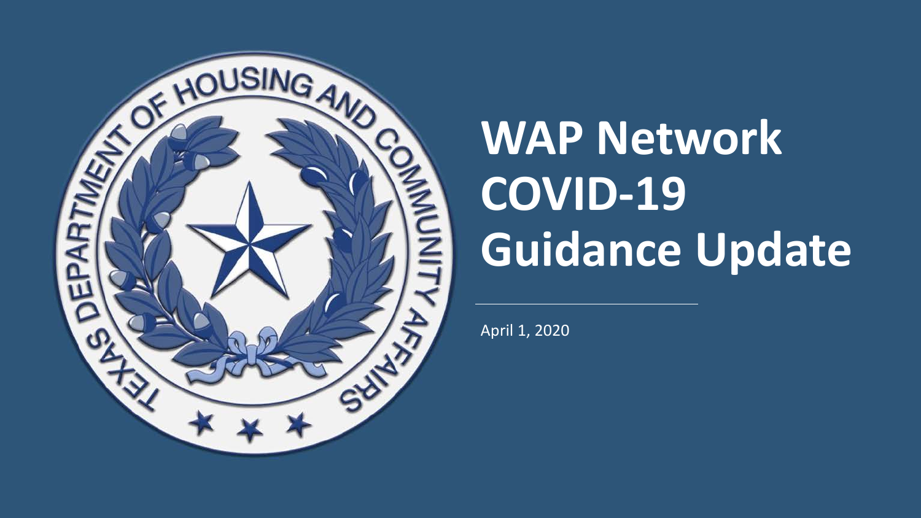# WAP Network COVID-19 Guidance Update

April 1, 2020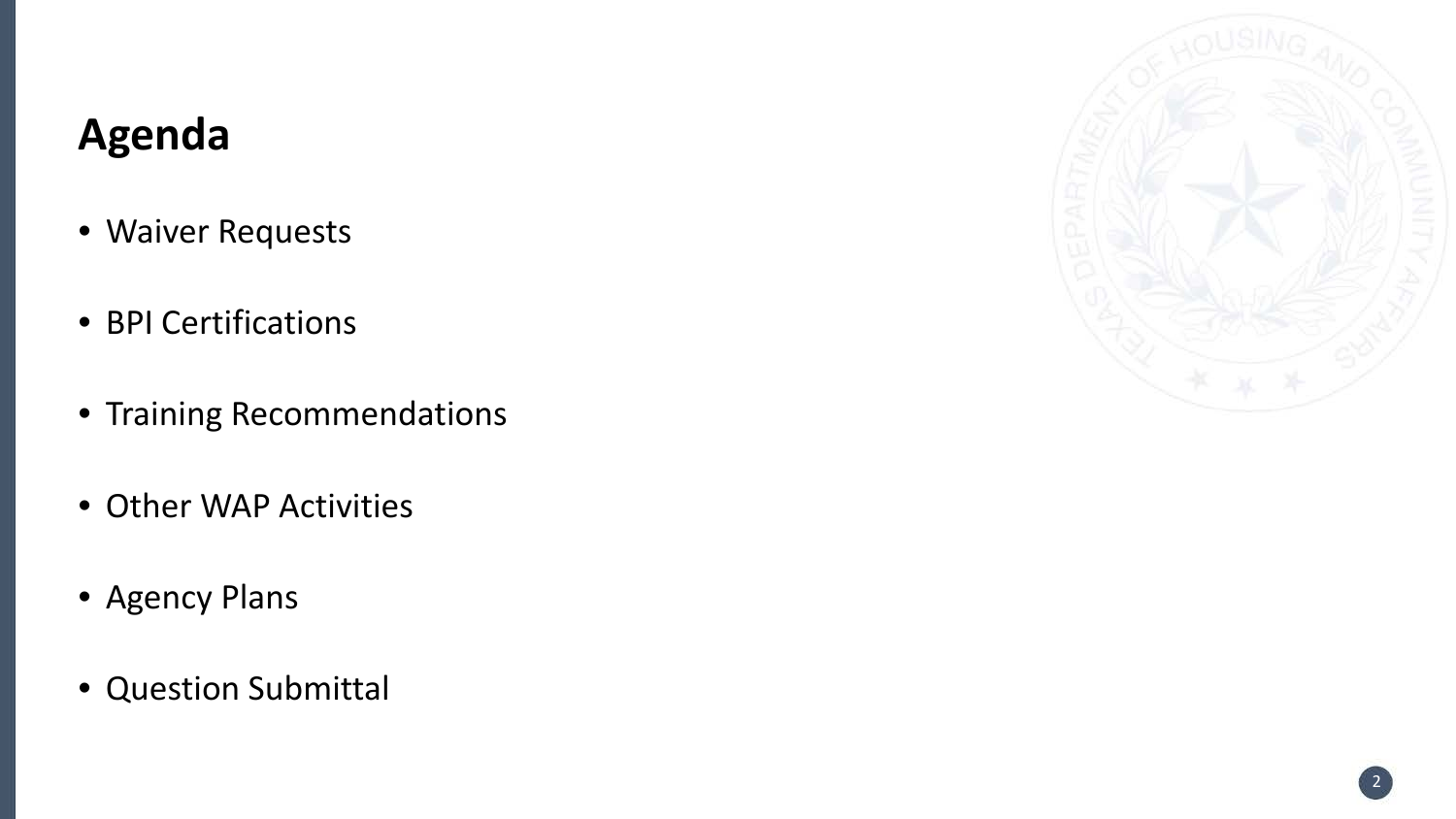# Agenda

- Waiver Requests
- BPI Certifications
- Training Recommendations
- Other WAP Activities
- Agency Plans
- Question Submittal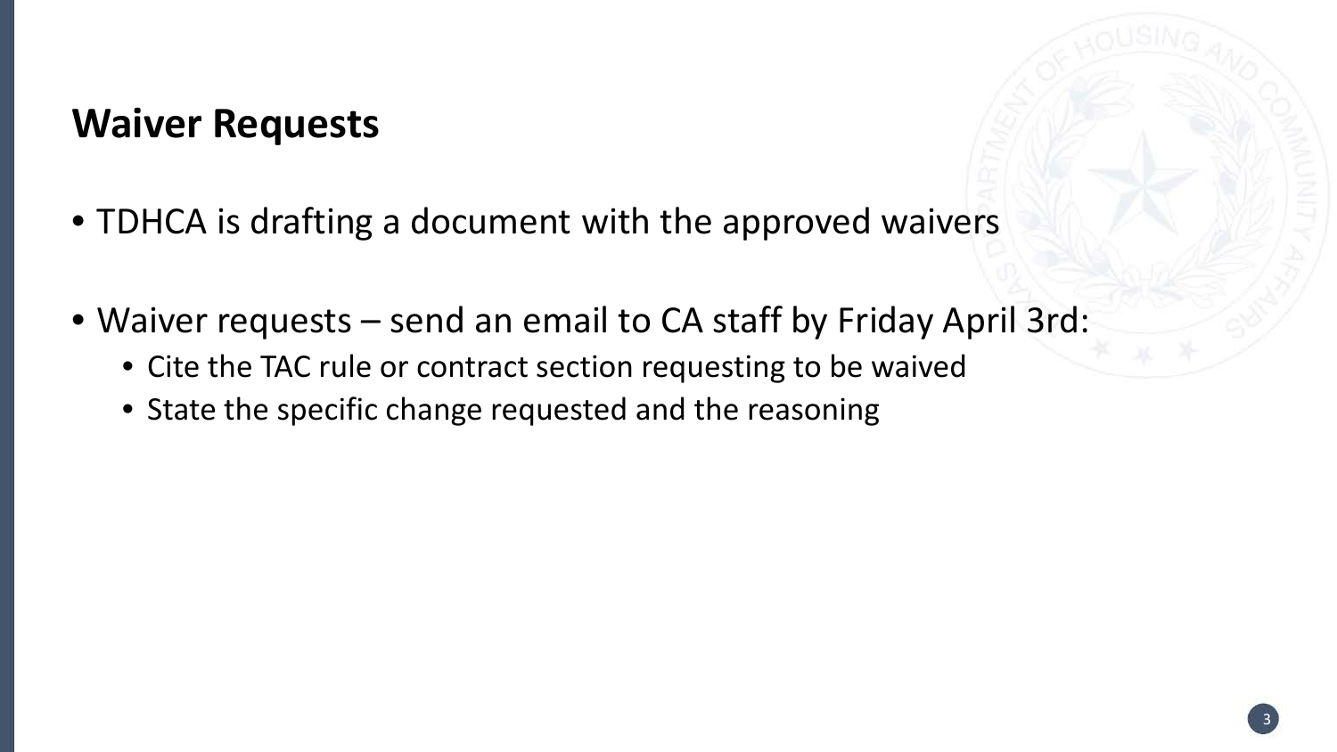## Waiver Requests

- TDHCA is drafting a document with the approved waivers
- Waiver requests – send an email to CA staff by Friday April 3rd:
  - Cite the TAC rule or contract section requesting to be waived
  - State the specific change requested and the reasoning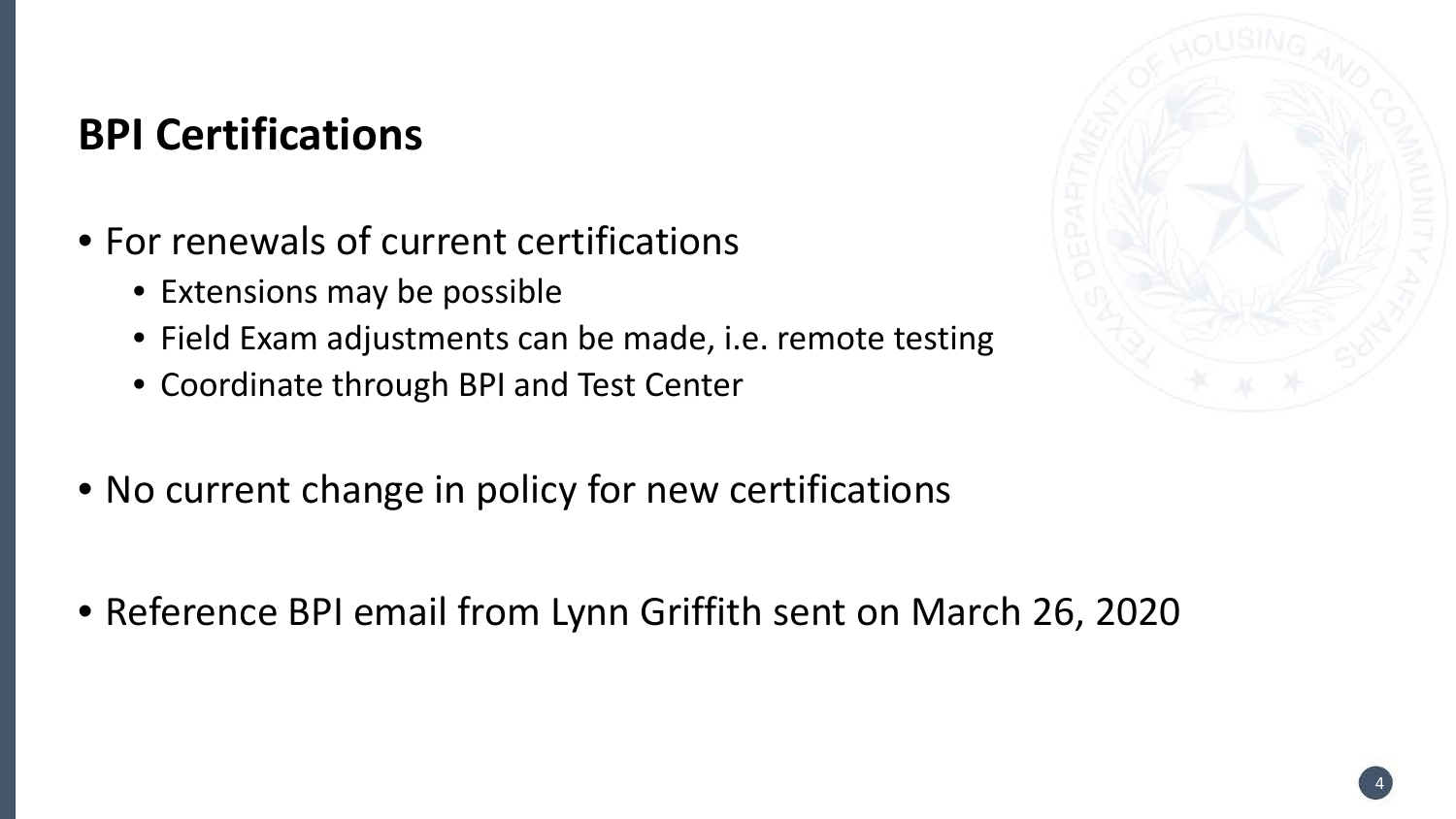## BPI Certifications

- For renewals of current certifications
  - Extensions may be possible
  - Field Exam adjustments can be made, i.e. remote testing
  - Coordinate through BPI and Test Center
- No current change in policy for new certifications
- Reference BPI email from Lynn Griffith sent on March 26, 2020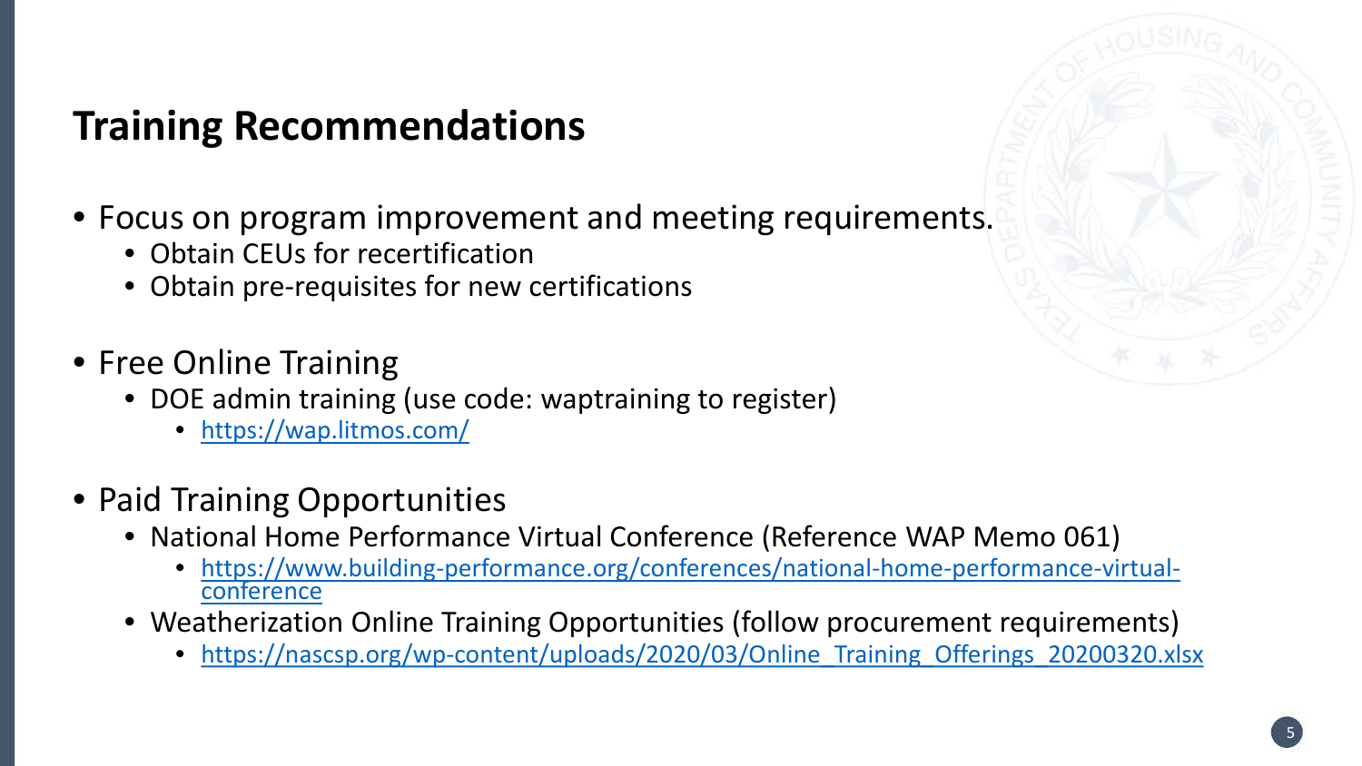# Training Recommendations

- Focus on program improvement and meeting requirements.
  - Obtain CEUs for recertification
  - Obtain pre-requisites for new certifications
- Free Online Training
  - DOE admin training (use code: waptraining to register)
    - https://wap.litmos.com/
- Paid Training Opportunities
  - National Home Performance Virtual Conference (Reference WAP Memo 061)
    - https://www.building-performance.org/conferences/national-home-performance-virtual-conference
  - Weatherization Online Training Opportunities (follow procurement requirements)
    - https://nascsp.org/wp-content/uploads/2020/03/Online_Training_Offerings_20200320.xlsx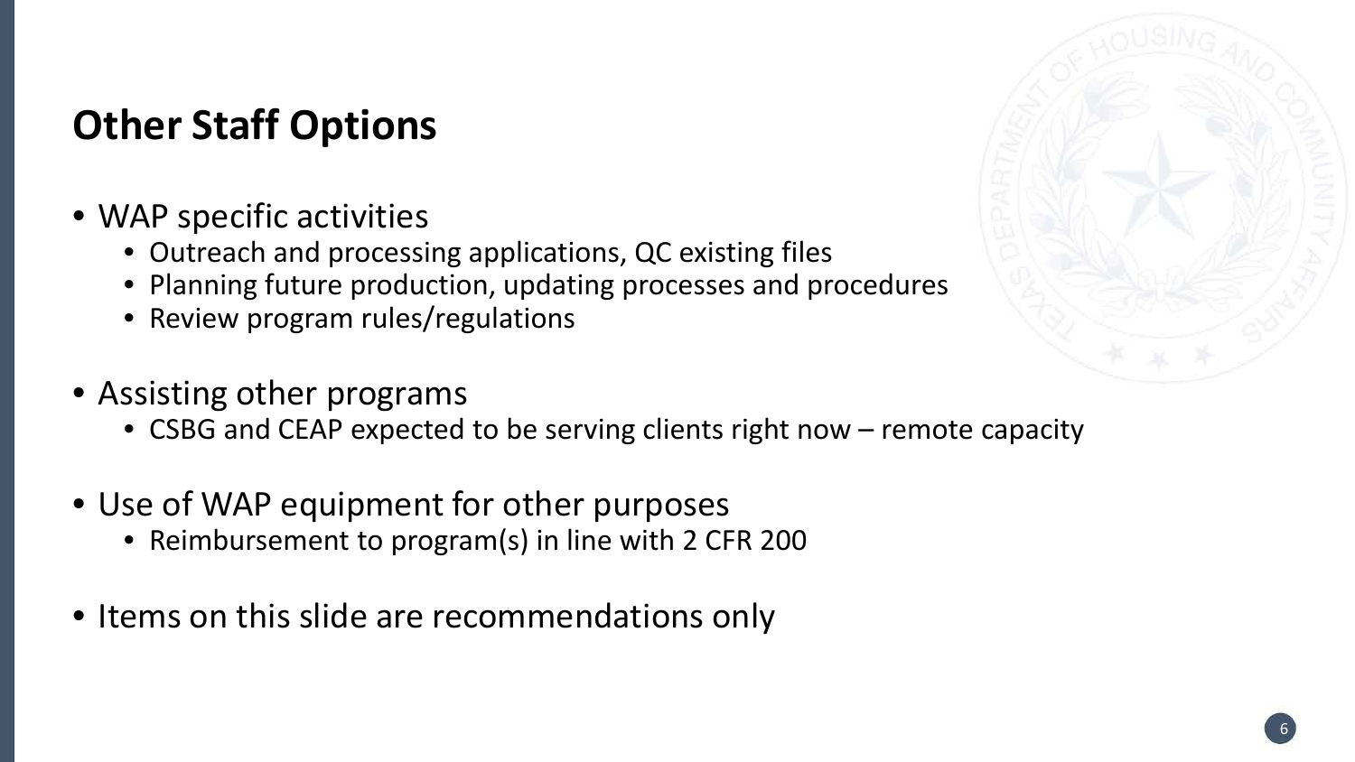## Other Staff Options

- WAP specific activities
  - Outreach and processing applications, QC existing files
  - Planning future production, updating processes and procedures
  - Review program rules/regulations
- Assisting other programs
  - CSBG and CEAP expected to be serving clients right now – remote capacity
- Use of WAP equipment for other purposes
  - Reimbursement to program(s) in line with 2 CFR 200
- Items on this slide are recommendations only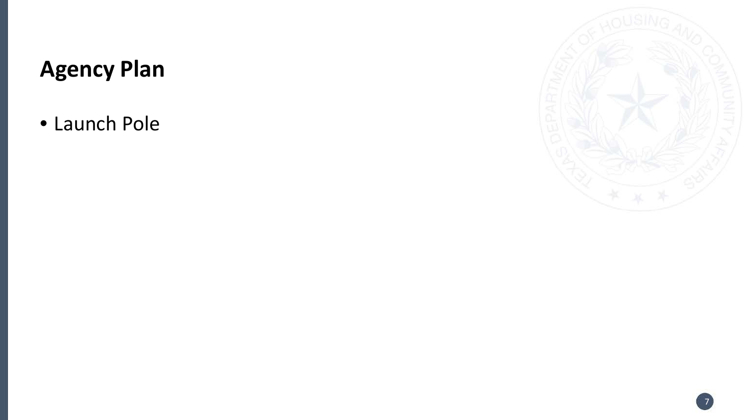## Agency Plan

- Launch Pole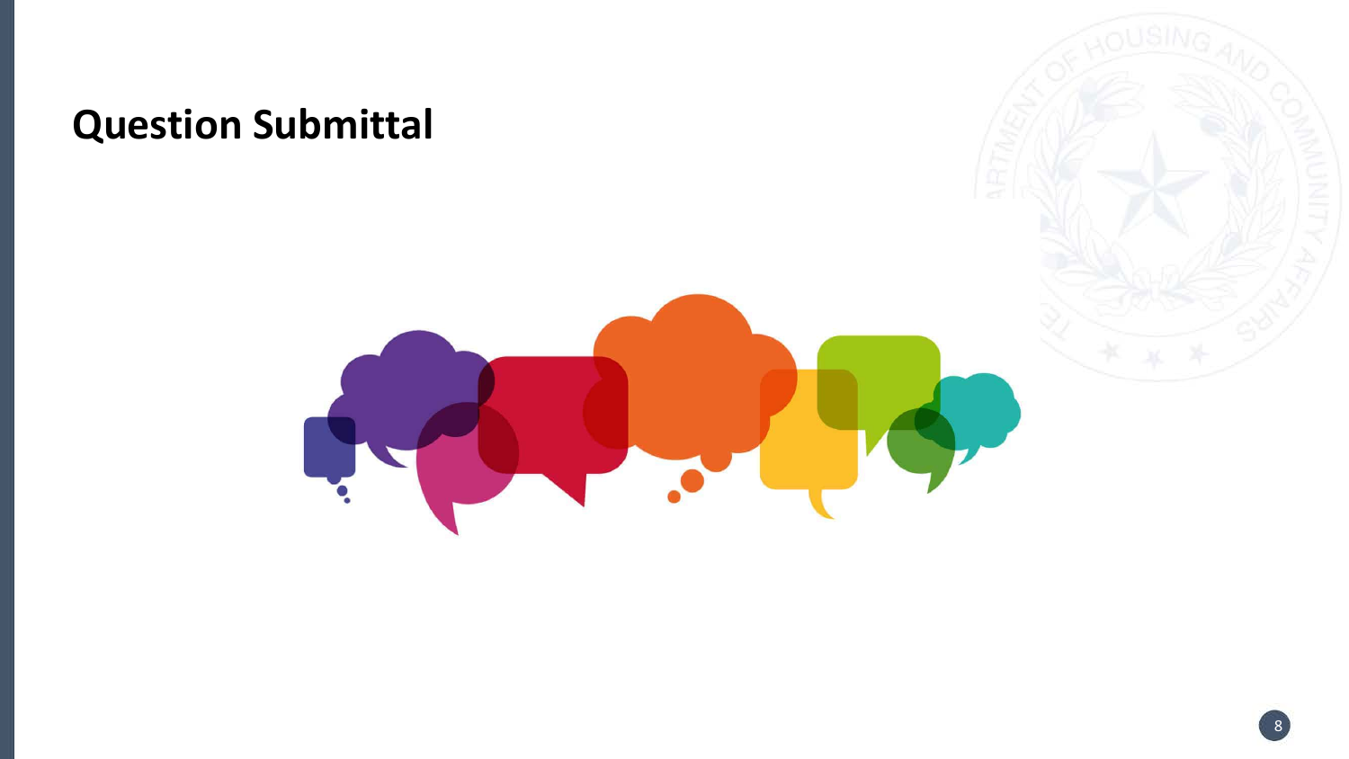# Question Submittal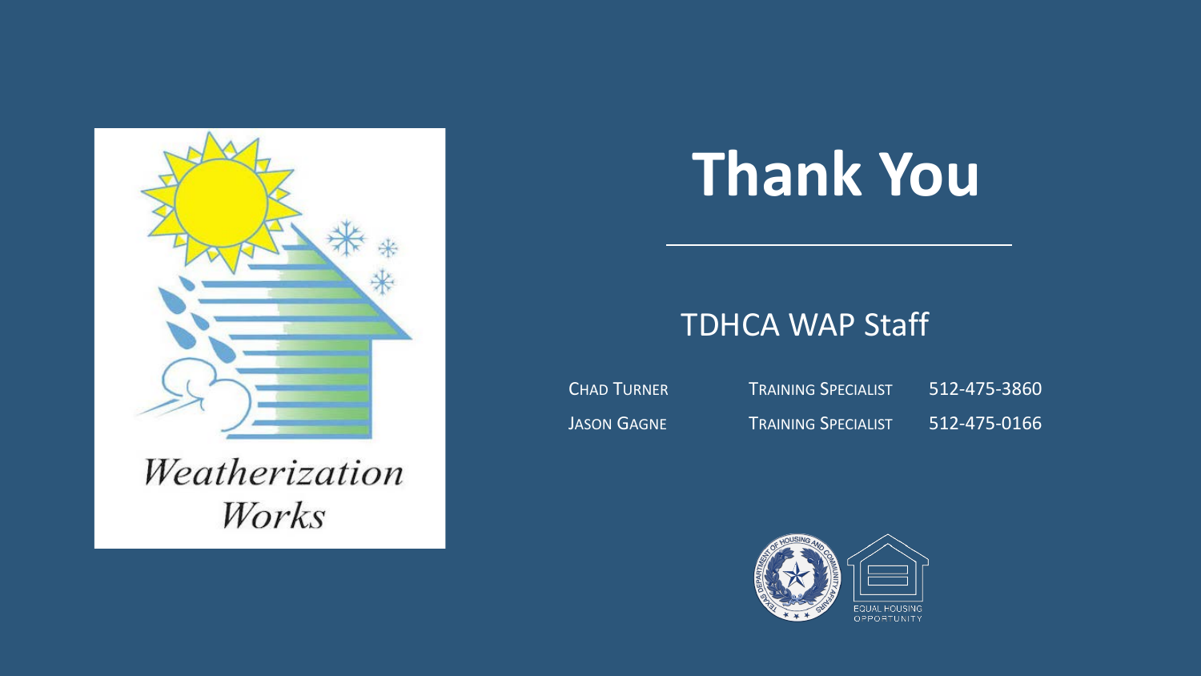Weatherization Works

# Thank You

## TDHCA WAP Staff

| | | |
|---|---|---|
| Chad Turner | Training Specialist | 512-475-3860 |
| Jason Gagne | Training Specialist | 512-475-0166 |

Equal Housing Opportunity